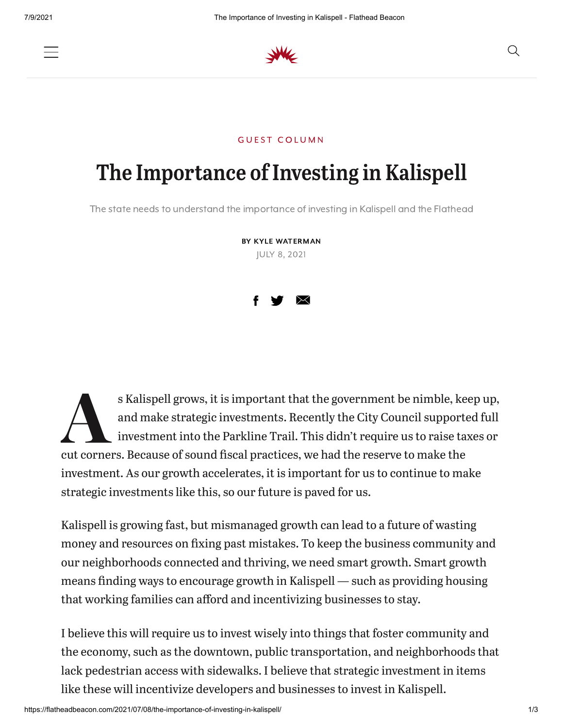GUEST COLUMN

# The Importance of Investing in Kalispell

The state needs to understand the importance of investing in Kalispell and the Flathead

**BY KYLE WATERMAN**

JULY 8, 2021

As Kalispell grows, it is important that the government be nimble, keep up, and make strategic investments. Recently the City Council supported full investment into the Parkline Trail. This didn't require us to raise taxes or cut corners. Because of sound fiscal practices, we had the reserve to make the investment. As our growth accelerates, it is important for us to continue to make strategic investments like this, so our future is paved for us.

Kalispell is growing fast, but mismanaged growth can lead to a future of wasting money and resources on fixing past mistakes. To keep the business community and our neighborhoods connected and thriving, we need smart growth. Smart growth means finding ways to encourage growth in Kalispell — such as providing housing that working families can afford and incentivizing businesses to stay.

I believe this will require us to invest wisely into things that foster community and the economy, such as the downtown, public transportation, and neighborhoods that lack pedestrian access with sidewalks. I believe that strategic investment in items like these will incentivize developers and businesses to invest in Kalispell.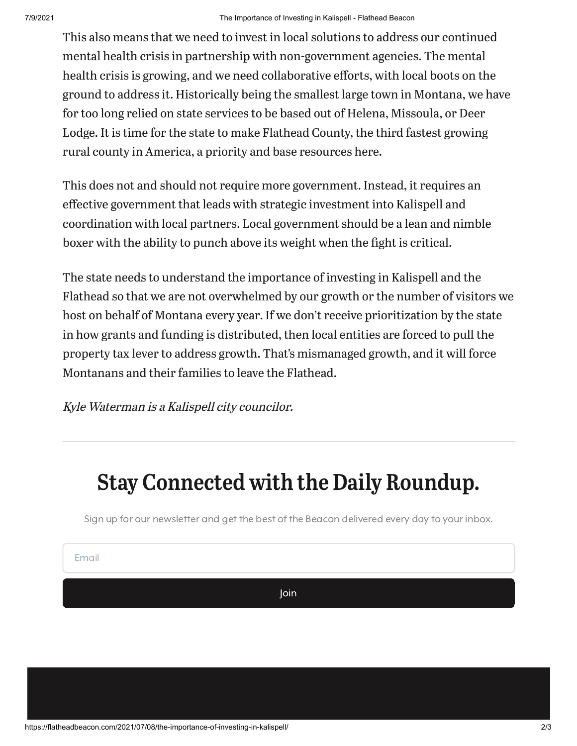This also means that we need to invest in local solutions to address our continued mental health crisis in partnership with non-government agencies. The mental health crisis is growing, and we need collaborative efforts, with local boots on the ground to address it. Historically being the smallest large town in Montana, we have for too long relied on state services to be based out of Helena, Missoula, or Deer Lodge. It is time for the state to make Flathead County, the third fastest growing rural county in America, a priority and base resources here.

This does not and should not require more government. Instead, it requires an effective government that leads with strategic investment into Kalispell and coordination with local partners. Local government should be a lean and nimble boxer with the ability to punch above its weight when the fight is critical.

The state needs to understand the importance of investing in Kalispell and the Flathead so that we are not overwhelmed by our growth or the number of visitors we host on behalf of Montana every year. If we don't receive prioritization by the state in how grants and funding is distributed, then local entities are forced to pull the property tax lever to address growth. That's mismanaged growth, and it will force Montanans and their families to leave the Flathead.

*Kyle Waterman is a Kalispell city councilor.*

---

## Stay Connected with the Daily Roundup.

Sign up for our newsletter and get the best of the Beacon delivered every day to your inbox.

Email

Join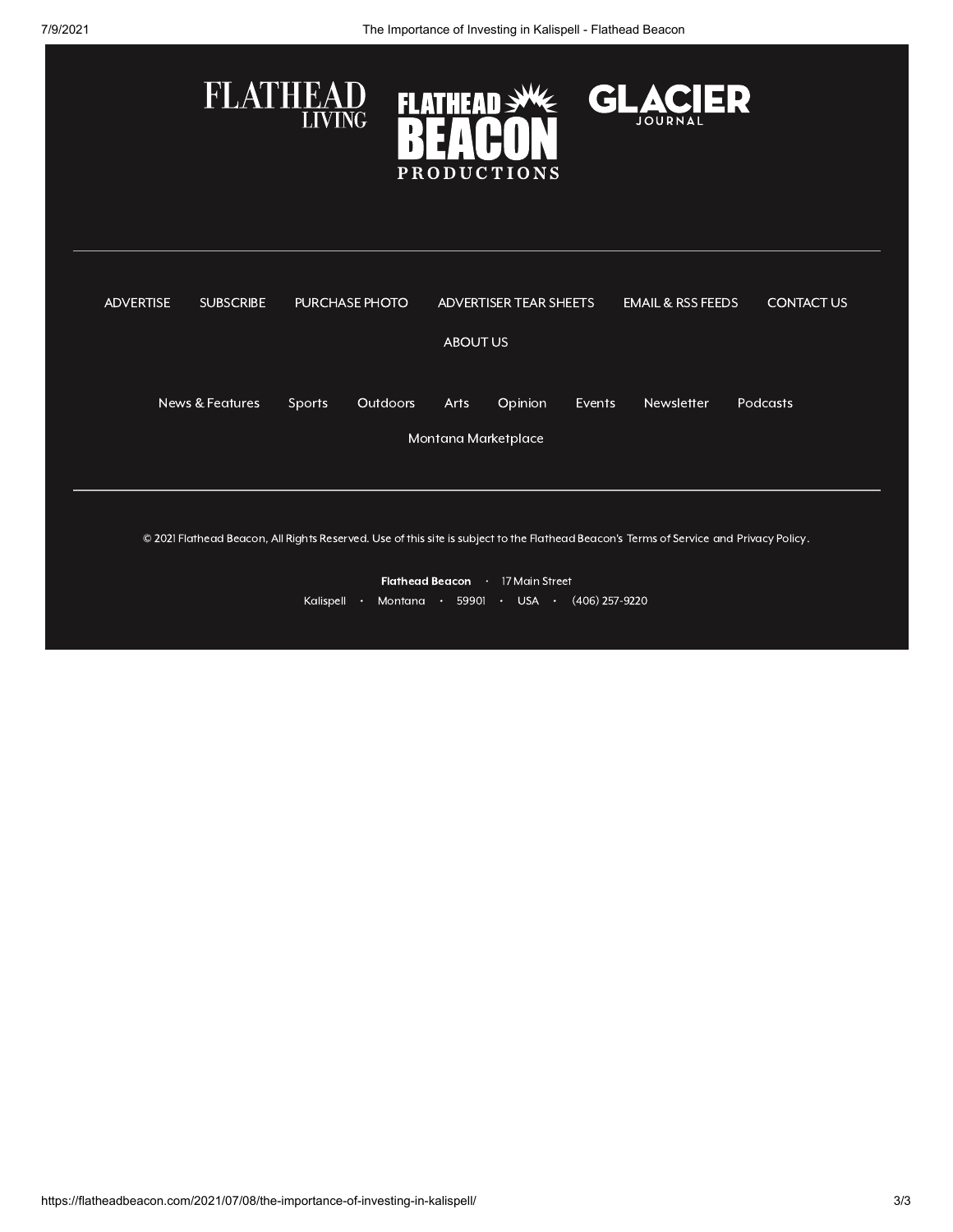FLATHEAD LIVING

FLATHEAD BEACON PRODUCTIONS

GLACIER JOURNAL

ADVERTISE SUBSCRIBE PURCHASE PHOTO ADVERTISER TEAR SHEETS EMAIL & RSS FEEDS CONTACT US

ABOUT US

News & Features Sports Outdoors Arts Opinion Events Newsletter Podcasts

Montana Marketplace

© 2021 Flathead Beacon, All Rights Reserved. Use of this site is subject to the Flathead Beacon's Terms of Service and Privacy Policy.

**Flathead Beacon** · 17 Main Street

Kalispell · Montana · 59901 · USA · (406) 257-9220